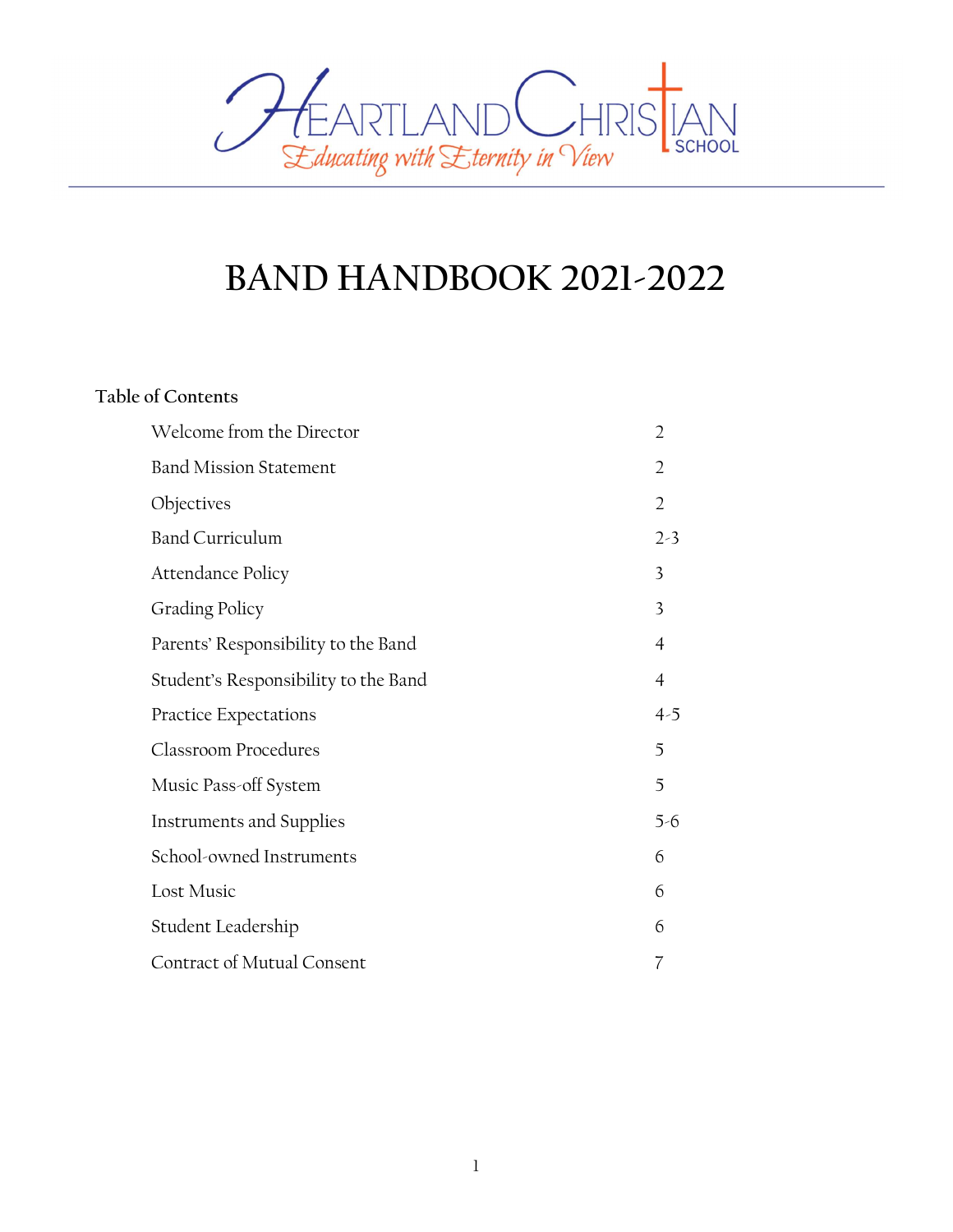Heartland Christian School
*Educating with Eternity in View*

# BAND HANDBOOK 2021-2022

## Table of Contents

| | |
|---|---|
| Welcome from the Director | 2 |
| Band Mission Statement | 2 |
| Objectives | 2 |
| Band Curriculum | 2-3 |
| Attendance Policy | 3 |
| Grading Policy | 3 |
| Parents' Responsibility to the Band | 4 |
| Student's Responsibility to the Band | 4 |
| Practice Expectations | 4-5 |
| Classroom Procedures | 5 |
| Music Pass-off System | 5 |
| Instruments and Supplies | 5-6 |
| School-owned Instruments | 6 |
| Lost Music | 6 |
| Student Leadership | 6 |
| Contract of Mutual Consent | 7 |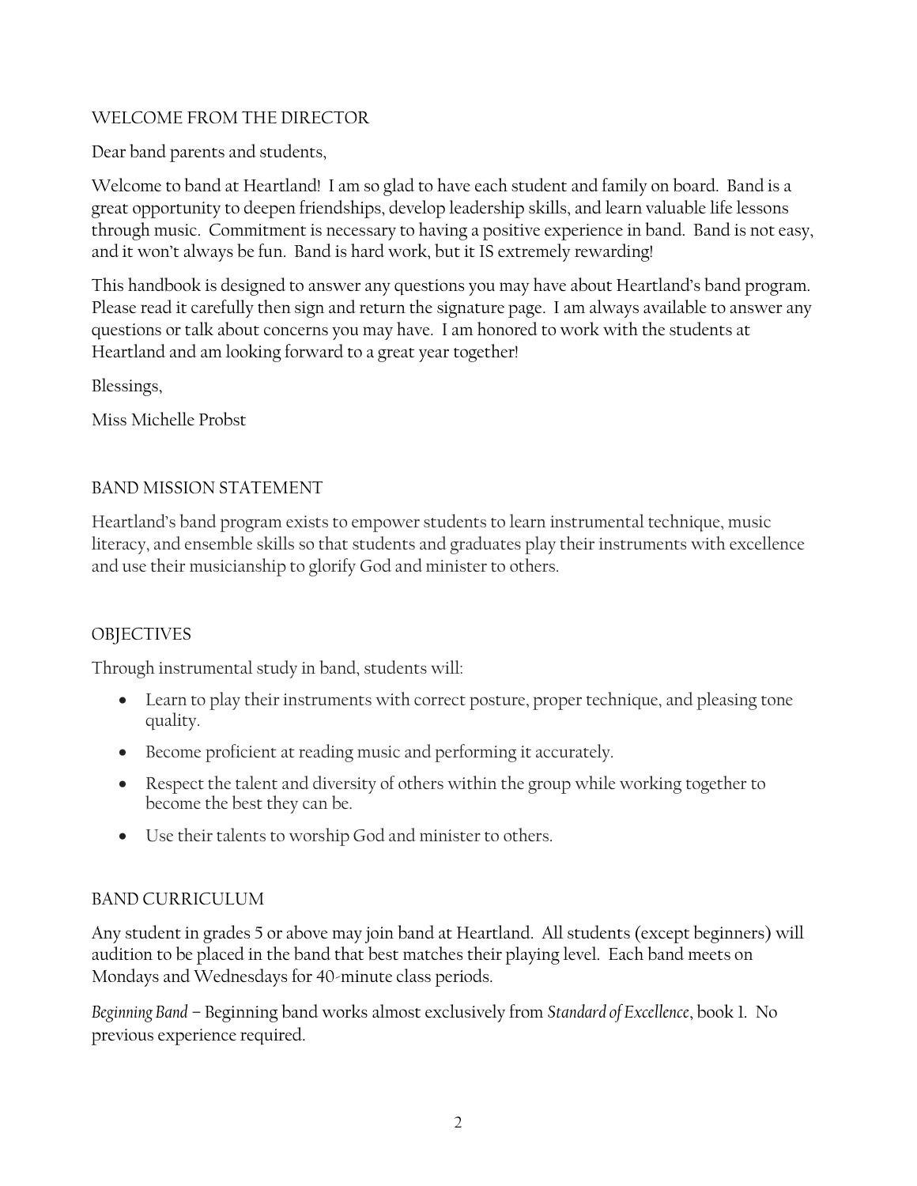## WELCOME FROM THE DIRECTOR

Dear band parents and students,

Welcome to band at Heartland! I am so glad to have each student and family on board. Band is a great opportunity to deepen friendships, develop leadership skills, and learn valuable life lessons through music. Commitment is necessary to having a positive experience in band. Band is not easy, and it won't always be fun. Band is hard work, but it IS extremely rewarding!

This handbook is designed to answer any questions you may have about Heartland's band program. Please read it carefully then sign and return the signature page. I am always available to answer any questions or talk about concerns you may have. I am honored to work with the students at Heartland and am looking forward to a great year together!

Blessings,

Miss Michelle Probst

## BAND MISSION STATEMENT

Heartland's band program exists to empower students to learn instrumental technique, music literacy, and ensemble skills so that students and graduates play their instruments with excellence and use their musicianship to glorify God and minister to others.

## OBJECTIVES

Through instrumental study in band, students will:

- Learn to play their instruments with correct posture, proper technique, and pleasing tone quality.
- Become proficient at reading music and performing it accurately.
- Respect the talent and diversity of others within the group while working together to become the best they can be.
- Use their talents to worship God and minister to others.

## BAND CURRICULUM

Any student in grades 5 or above may join band at Heartland. All students (except beginners) will audition to be placed in the band that best matches their playing level. Each band meets on Mondays and Wednesdays for 40-minute class periods.

*Beginning Band* – Beginning band works almost exclusively from *Standard of Excellence*, book 1. No previous experience required.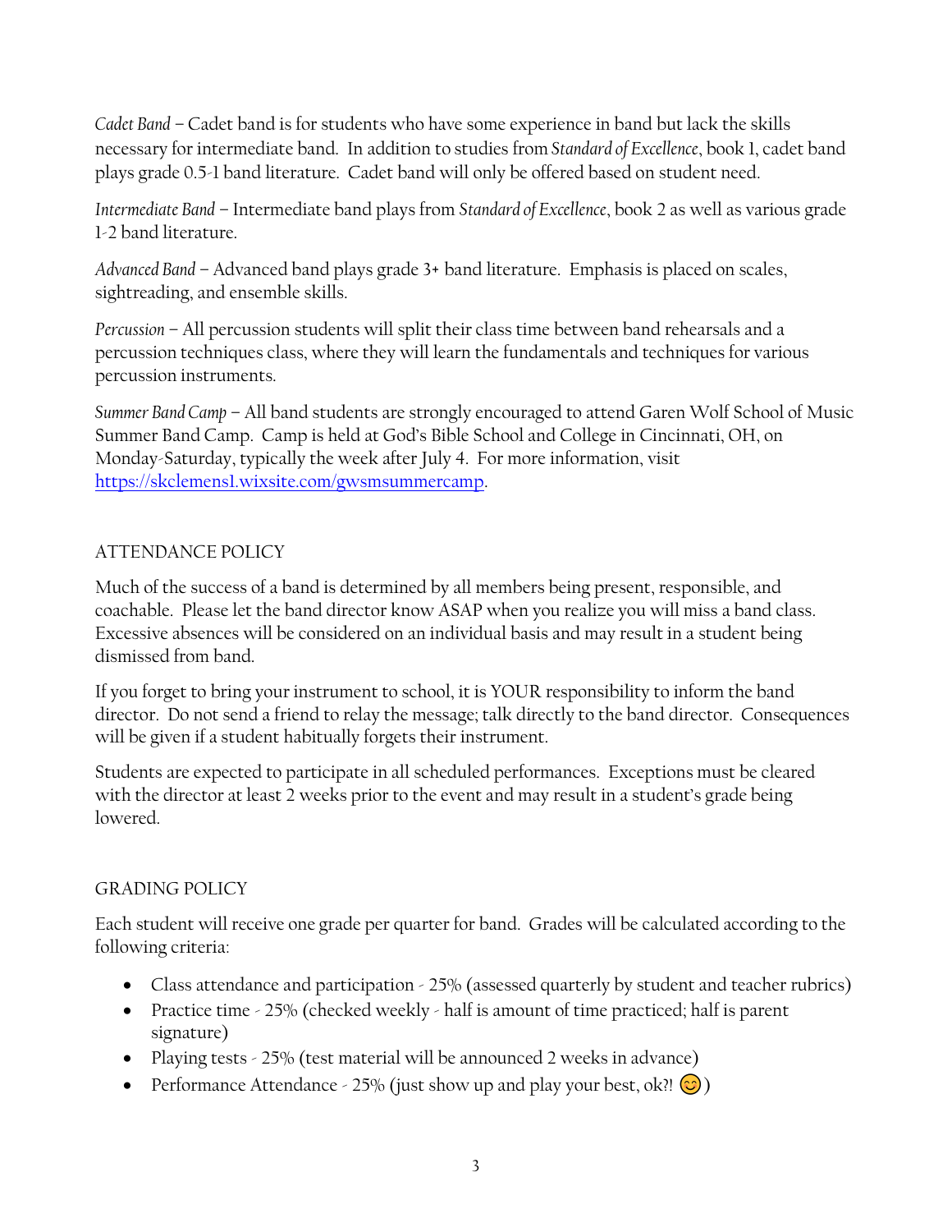*Cadet Band* – Cadet band is for students who have some experience in band but lack the skills necessary for intermediate band. In addition to studies from *Standard of Excellence*, book 1, cadet band plays grade 0.5-1 band literature. Cadet band will only be offered based on student need.

*Intermediate Band* – Intermediate band plays from *Standard of Excellence*, book 2 as well as various grade 1-2 band literature.

*Advanced Band* – Advanced band plays grade 3+ band literature. Emphasis is placed on scales, sightreading, and ensemble skills.

*Percussion* – All percussion students will split their class time between band rehearsals and a percussion techniques class, where they will learn the fundamentals and techniques for various percussion instruments.

*Summer Band Camp* – All band students are strongly encouraged to attend Garen Wolf School of Music Summer Band Camp. Camp is held at God's Bible School and College in Cincinnati, OH, on Monday-Saturday, typically the week after July 4. For more information, visit [https://skclemens1.wixsite.com/gwsmsummercamp](https://skclemens1.wixsite.com/gwsmsummercamp).

## ATTENDANCE POLICY

Much of the success of a band is determined by all members being present, responsible, and coachable. Please let the band director know ASAP when you realize you will miss a band class. Excessive absences will be considered on an individual basis and may result in a student being dismissed from band.

If you forget to bring your instrument to school, it is YOUR responsibility to inform the band director. Do not send a friend to relay the message; talk directly to the band director. Consequences will be given if a student habitually forgets their instrument.

Students are expected to participate in all scheduled performances. Exceptions must be cleared with the director at least 2 weeks prior to the event and may result in a student's grade being lowered.

## GRADING POLICY

Each student will receive one grade per quarter for band. Grades will be calculated according to the following criteria:

- Class attendance and participation - 25% (assessed quarterly by student and teacher rubrics)
- Practice time - 25% (checked weekly - half is amount of time practiced; half is parent signature)
- Playing tests - 25% (test material will be announced 2 weeks in advance)
- Performance Attendance - 25% (just show up and play your best, ok?! 😊)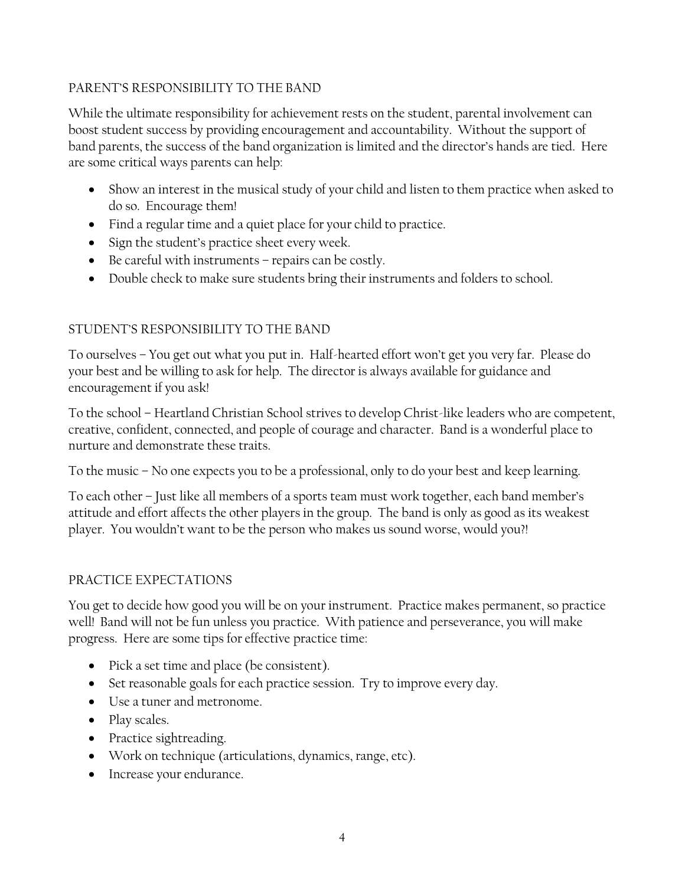## PARENT'S RESPONSIBILITY TO THE BAND

While the ultimate responsibility for achievement rests on the student, parental involvement can boost student success by providing encouragement and accountability. Without the support of band parents, the success of the band organization is limited and the director's hands are tied. Here are some critical ways parents can help:

- Show an interest in the musical study of your child and listen to them practice when asked to do so. Encourage them!
- Find a regular time and a quiet place for your child to practice.
- Sign the student's practice sheet every week.
- Be careful with instruments – repairs can be costly.
- Double check to make sure students bring their instruments and folders to school.

## STUDENT'S RESPONSIBILITY TO THE BAND

To ourselves – You get out what you put in. Half-hearted effort won't get you very far. Please do your best and be willing to ask for help. The director is always available for guidance and encouragement if you ask!

To the school – Heartland Christian School strives to develop Christ-like leaders who are competent, creative, confident, connected, and people of courage and character. Band is a wonderful place to nurture and demonstrate these traits.

To the music – No one expects you to be a professional, only to do your best and keep learning.

To each other – Just like all members of a sports team must work together, each band member's attitude and effort affects the other players in the group. The band is only as good as its weakest player. You wouldn't want to be the person who makes us sound worse, would you?!

## PRACTICE EXPECTATIONS

You get to decide how good you will be on your instrument. Practice makes permanent, so practice well! Band will not be fun unless you practice. With patience and perseverance, you will make progress. Here are some tips for effective practice time:

- Pick a set time and place (be consistent).
- Set reasonable goals for each practice session. Try to improve every day.
- Use a tuner and metronome.
- Play scales.
- Practice sightreading.
- Work on technique (articulations, dynamics, range, etc).
- Increase your endurance.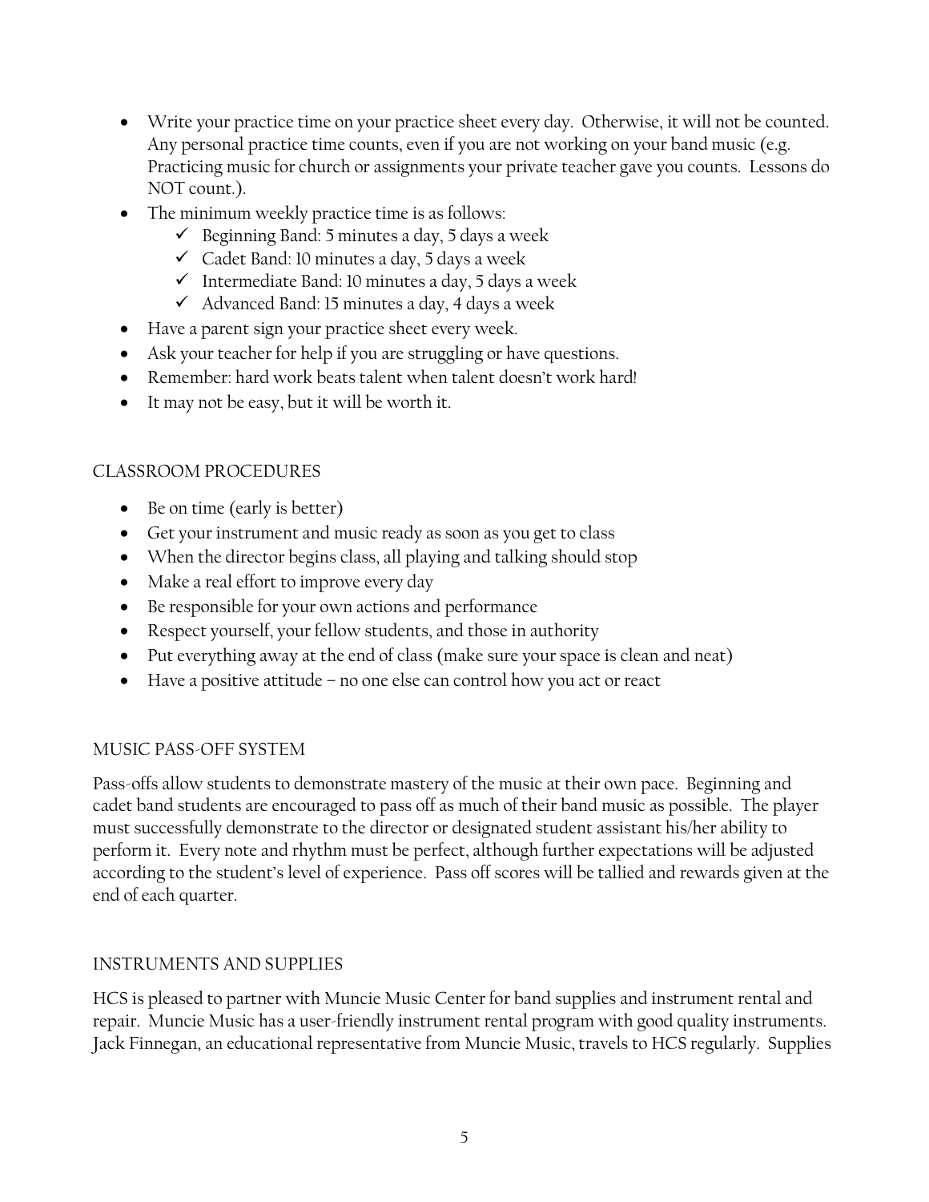- Write your practice time on your practice sheet every day. Otherwise, it will not be counted. Any personal practice time counts, even if you are not working on your band music (e.g. Practicing music for church or assignments your private teacher gave you counts. Lessons do NOT count.).
- The minimum weekly practice time is as follows:
  - ✓ Beginning Band: 5 minutes a day, 5 days a week
  - ✓ Cadet Band: 10 minutes a day, 5 days a week
  - ✓ Intermediate Band: 10 minutes a day, 5 days a week
  - ✓ Advanced Band: 15 minutes a day, 4 days a week
- Have a parent sign your practice sheet every week.
- Ask your teacher for help if you are struggling or have questions.
- Remember: hard work beats talent when talent doesn't work hard!
- It may not be easy, but it will be worth it.

## CLASSROOM PROCEDURES

- Be on time (early is better)
- Get your instrument and music ready as soon as you get to class
- When the director begins class, all playing and talking should stop
- Make a real effort to improve every day
- Be responsible for your own actions and performance
- Respect yourself, your fellow students, and those in authority
- Put everything away at the end of class (make sure your space is clean and neat)
- Have a positive attitude – no one else can control how you act or react

## MUSIC PASS-OFF SYSTEM

Pass-offs allow students to demonstrate mastery of the music at their own pace. Beginning and cadet band students are encouraged to pass off as much of their band music as possible. The player must successfully demonstrate to the director or designated student assistant his/her ability to perform it. Every note and rhythm must be perfect, although further expectations will be adjusted according to the student's level of experience. Pass off scores will be tallied and rewards given at the end of each quarter.

## INSTRUMENTS AND SUPPLIES

HCS is pleased to partner with Muncie Music Center for band supplies and instrument rental and repair. Muncie Music has a user-friendly instrument rental program with good quality instruments. Jack Finnegan, an educational representative from Muncie Music, travels to HCS regularly. Supplies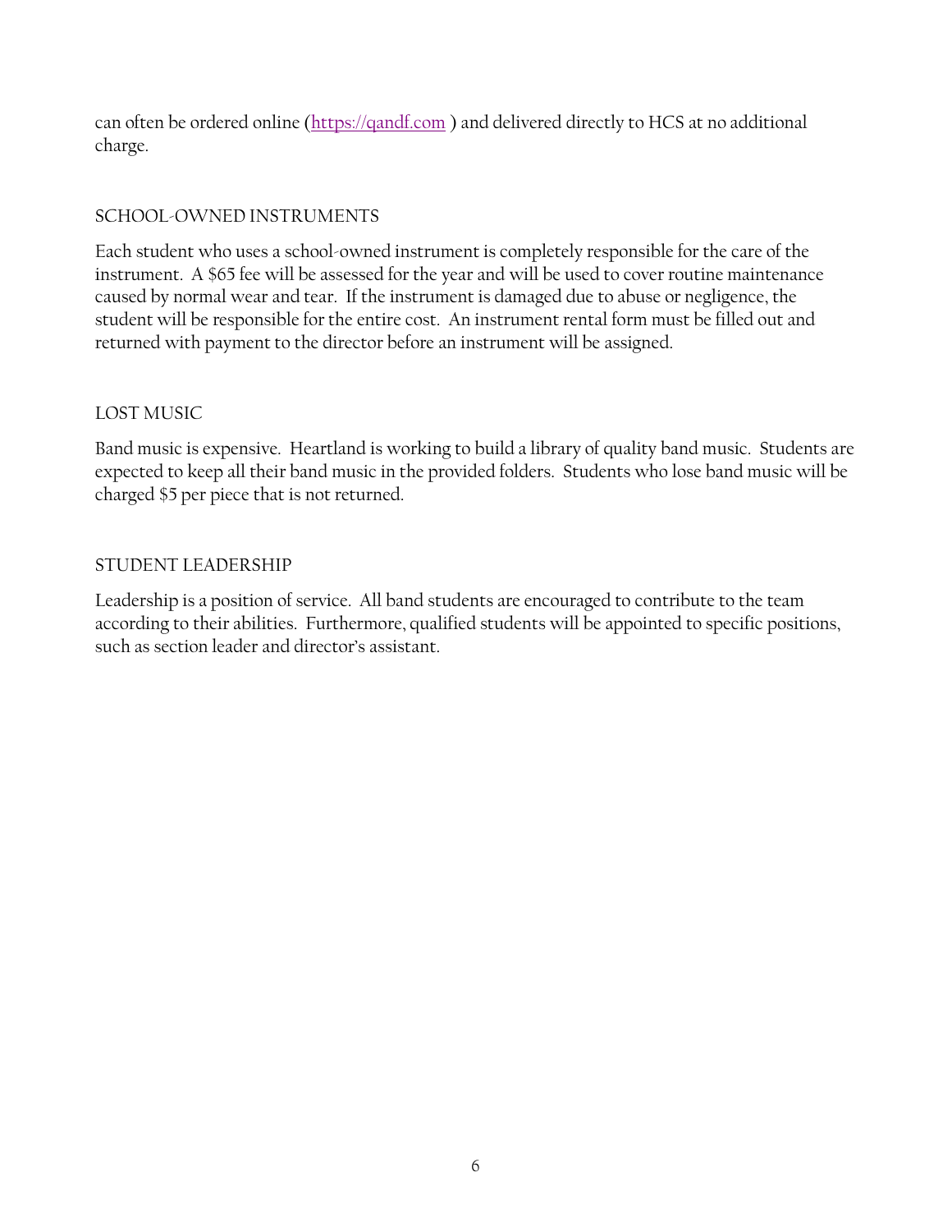can often be ordered online ([https://qandf.com](https://qandf.com) ) and delivered directly to HCS at no additional charge.

## SCHOOL-OWNED INSTRUMENTS

Each student who uses a school-owned instrument is completely responsible for the care of the instrument. A $65 fee will be assessed for the year and will be used to cover routine maintenance caused by normal wear and tear. If the instrument is damaged due to abuse or negligence, the student will be responsible for the entire cost. An instrument rental form must be filled out and returned with payment to the director before an instrument will be assigned.

## LOST MUSIC

Band music is expensive. Heartland is working to build a library of quality band music. Students are expected to keep all their band music in the provided folders. Students who lose band music will be charged $5 per piece that is not returned.

## STUDENT LEADERSHIP

Leadership is a position of service. All band students are encouraged to contribute to the team according to their abilities. Furthermore, qualified students will be appointed to specific positions, such as section leader and director's assistant.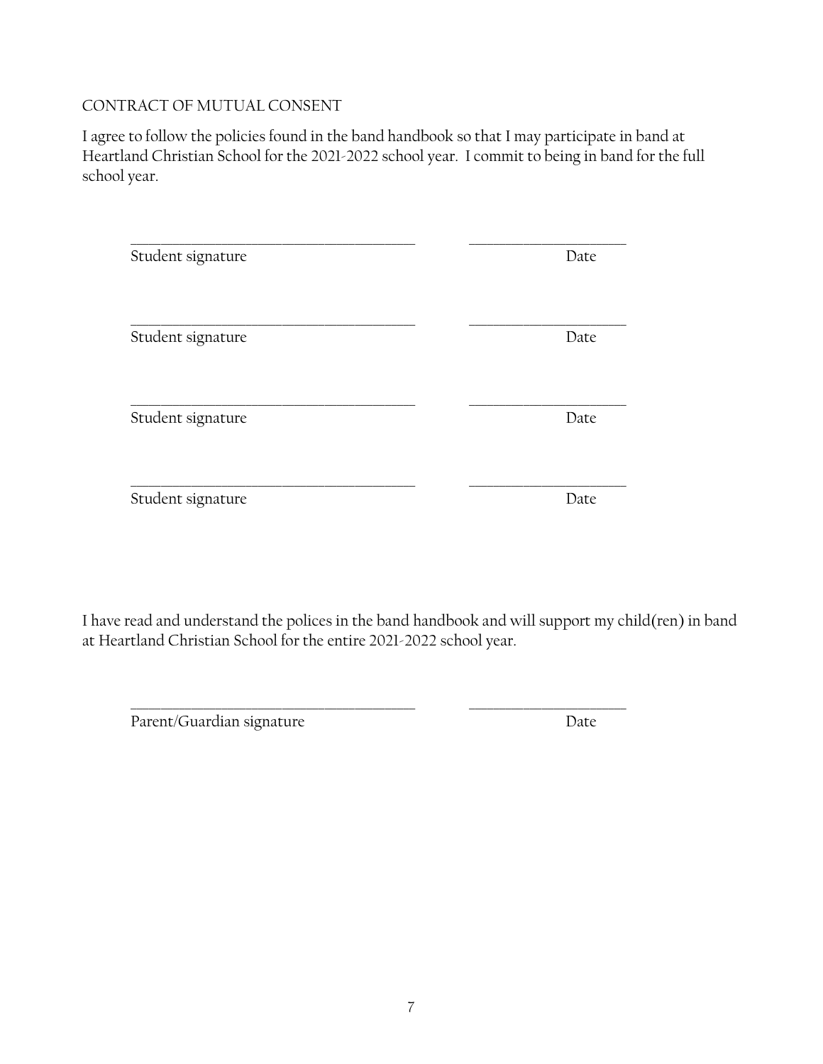CONTRACT OF MUTUAL CONSENT

I agree to follow the policies found in the band handbook so that I may participate in band at Heartland Christian School for the 2021-2022 school year. I commit to being in band for the full school year.

\_\_\_\_\_\_\_\_\_\_\_\_\_\_\_\_\_\_\_\_\_\_\_\_\_\_\_\_\_\_\_\_\_\_\_\_\_\_\_\_ \_\_\_\_\_\_\_\_\_\_\_\_\_\_\_\_\_\_\_\_\_\_
Student signature Date

\_\_\_\_\_\_\_\_\_\_\_\_\_\_\_\_\_\_\_\_\_\_\_\_\_\_\_\_\_\_\_\_\_\_\_\_\_\_\_\_ \_\_\_\_\_\_\_\_\_\_\_\_\_\_\_\_\_\_\_\_\_\_
Student signature Date

\_\_\_\_\_\_\_\_\_\_\_\_\_\_\_\_\_\_\_\_\_\_\_\_\_\_\_\_\_\_\_\_\_\_\_\_\_\_\_\_ \_\_\_\_\_\_\_\_\_\_\_\_\_\_\_\_\_\_\_\_\_\_
Student signature Date

\_\_\_\_\_\_\_\_\_\_\_\_\_\_\_\_\_\_\_\_\_\_\_\_\_\_\_\_\_\_\_\_\_\_\_\_\_\_\_\_ \_\_\_\_\_\_\_\_\_\_\_\_\_\_\_\_\_\_\_\_\_\_
Student signature Date

I have read and understand the polices in the band handbook and will support my child(ren) in band at Heartland Christian School for the entire 2021-2022 school year.

\_\_\_\_\_\_\_\_\_\_\_\_\_\_\_\_\_\_\_\_\_\_\_\_\_\_\_\_\_\_\_\_\_\_\_\_\_\_\_\_ \_\_\_\_\_\_\_\_\_\_\_\_\_\_\_\_\_\_\_\_\_\_
Parent/Guardian signature Date